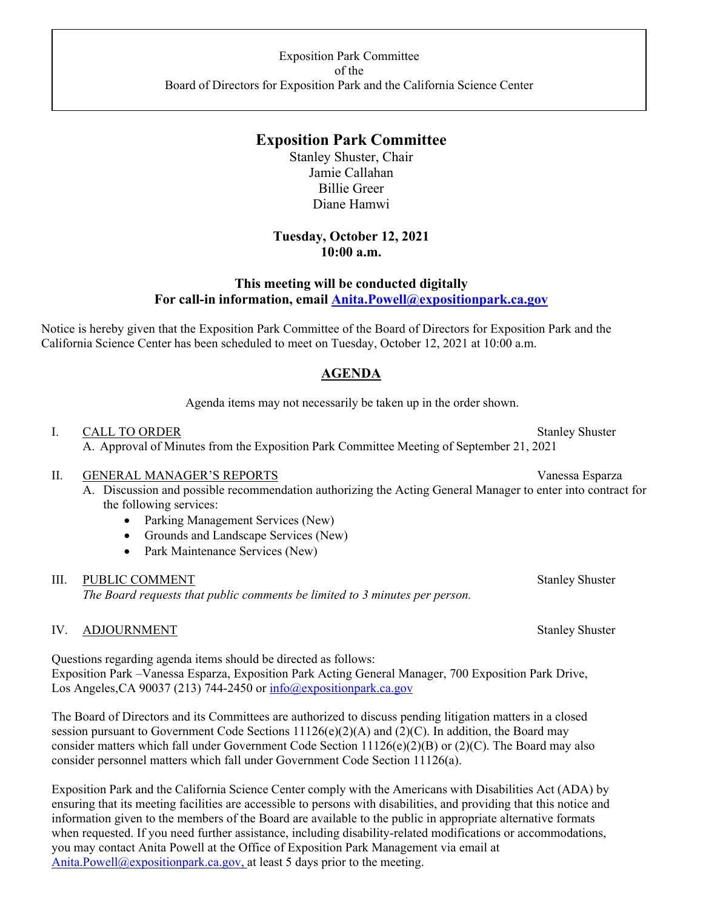Exposition Park Committee
of the
Board of Directors for Exposition Park and the California Science Center

# Exposition Park Committee

Stanley Shuster, Chair
Jamie Callahan
Billie Greer
Diane Hamwi

**Tuesday, October 12, 2021**
**10:00 a.m.**

**This meeting will be conducted digitally**
**For call-in information, email [Anita.Powell@expositionpark.ca.gov](mailto:Anita.Powell@expositionpark.ca.gov)**

Notice is hereby given that the Exposition Park Committee of the Board of Directors for Exposition Park and the California Science Center has been scheduled to meet on Tuesday, October 12, 2021 at 10:00 a.m.

## AGENDA

Agenda items may not necessarily be taken up in the order shown.

I. CALL TO ORDER — Stanley Shuster

A. Approval of Minutes from the Exposition Park Committee Meeting of September 21, 2021

II. GENERAL MANAGER'S REPORTS — Vanessa Esparza

A. Discussion and possible recommendation authorizing the Acting General Manager to enter into contract for the following services:

- Parking Management Services (New)
- Grounds and Landscape Services (New)
- Park Maintenance Services (New)

III. PUBLIC COMMENT — Stanley Shuster

*The Board requests that public comments be limited to 3 minutes per person.*

IV. ADJOURNMENT — Stanley Shuster

Questions regarding agenda items should be directed as follows:
Exposition Park –Vanessa Esparza, Exposition Park Acting General Manager, 700 Exposition Park Drive, Los Angeles,CA 90037 (213) 744-2450 or [info@expositionpark.ca.gov](mailto:info@expositionpark.ca.gov)

The Board of Directors and its Committees are authorized to discuss pending litigation matters in a closed session pursuant to Government Code Sections 11126(e)(2)(A) and (2)(C). In addition, the Board may consider matters which fall under Government Code Section 11126(e)(2)(B) or (2)(C). The Board may also consider personnel matters which fall under Government Code Section 11126(a).

Exposition Park and the California Science Center comply with the Americans with Disabilities Act (ADA) by ensuring that its meeting facilities are accessible to persons with disabilities, and providing that this notice and information given to the members of the Board are available to the public in appropriate alternative formats when requested. If you need further assistance, including disability-related modifications or accommodations, you may contact Anita Powell at the Office of Exposition Park Management via email at [Anita.Powell@expositionpark.ca.gov](mailto:Anita.Powell@expositionpark.ca.gov), at least 5 days prior to the meeting.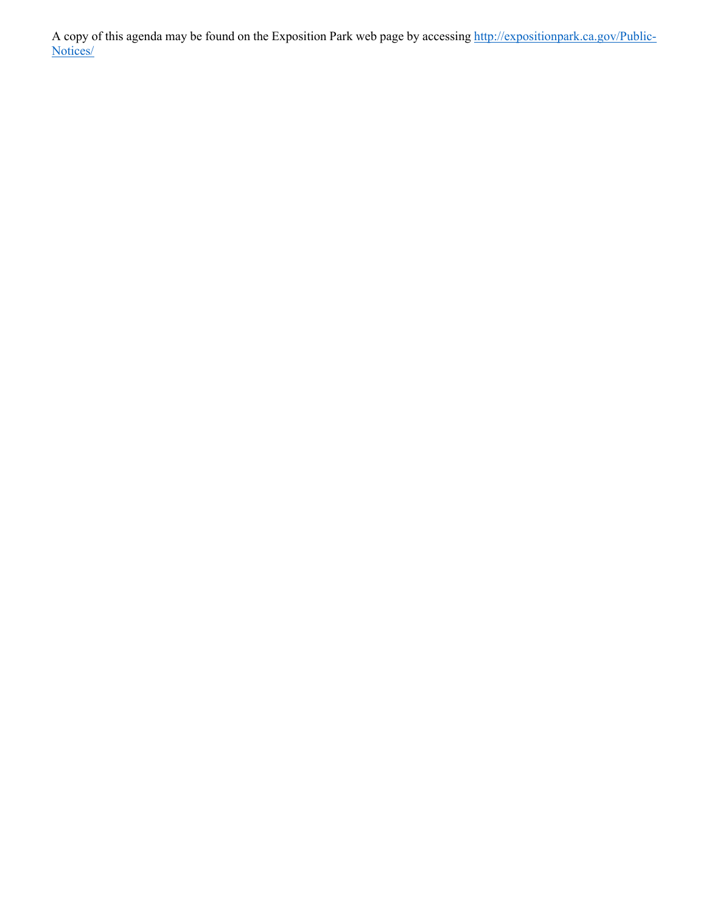A copy of this agenda may be found on the Exposition Park web page by accessing http://expositionpark.ca.gov/Public-Notices/